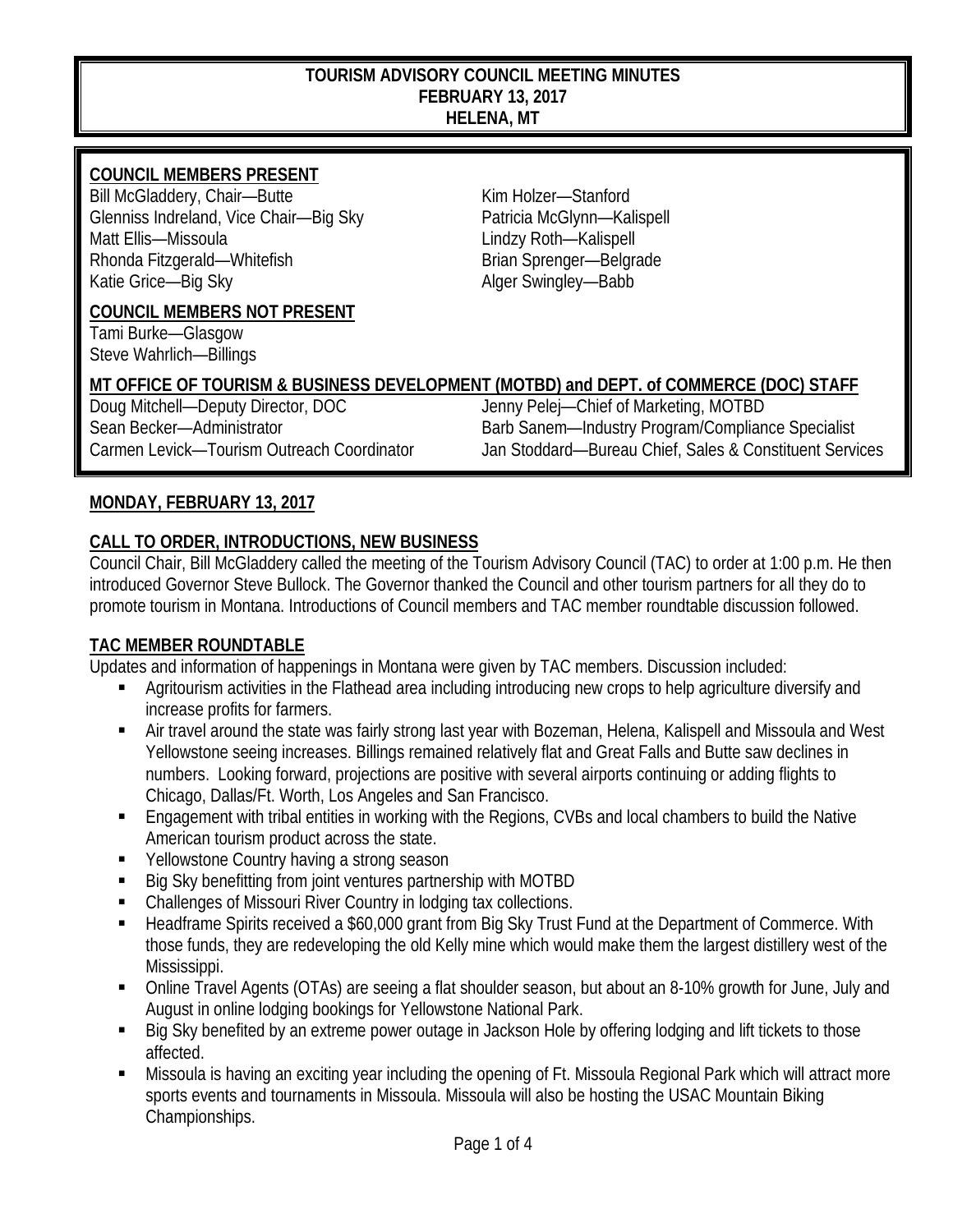# TOURISM ADVISORY COUNCIL MEETING MINUTES
## FEBRUARY 13, 2017
## HELENA, MT

**COUNCIL MEMBERS PRESENT**

Bill McGladdery, Chair—Butte
Glenniss Indreland, Vice Chair—Big Sky
Matt Ellis—Missoula
Rhonda Fitzgerald—Whitefish
Katie Grice—Big Sky
Kim Holzer—Stanford
Patricia McGlynn—Kalispell
Lindzy Roth—Kalispell
Brian Sprenger—Belgrade
Alger Swingley—Babb

**COUNCIL MEMBERS NOT PRESENT**

Tami Burke—Glasgow
Steve Wahrlich—Billings

**MT OFFICE OF TOURISM & BUSINESS DEVELOPMENT (MOTBD) and DEPT. of COMMERCE (DOC) STAFF**

Doug Mitchell—Deputy Director, DOC
Sean Becker—Administrator
Carmen Levick—Tourism Outreach Coordinator
Jenny Pelej—Chief of Marketing, MOTBD
Barb Sanem—Industry Program/Compliance Specialist
Jan Stoddard—Bureau Chief, Sales & Constituent Services

**MONDAY, FEBRUARY 13, 2017**

**CALL TO ORDER, INTRODUCTIONS, NEW BUSINESS**

Council Chair, Bill McGladdery called the meeting of the Tourism Advisory Council (TAC) to order at 1:00 p.m. He then introduced Governor Steve Bullock. The Governor thanked the Council and other tourism partners for all they do to promote tourism in Montana. Introductions of Council members and TAC member roundtable discussion followed.

**TAC MEMBER ROUNDTABLE**

Updates and information of happenings in Montana were given by TAC members. Discussion included:

- Agritourism activities in the Flathead area including introducing new crops to help agriculture diversify and increase profits for farmers.
- Air travel around the state was fairly strong last year with Bozeman, Helena, Kalispell and Missoula and West Yellowstone seeing increases. Billings remained relatively flat and Great Falls and Butte saw declines in numbers. Looking forward, projections are positive with several airports continuing or adding flights to Chicago, Dallas/Ft. Worth, Los Angeles and San Francisco.
- Engagement with tribal entities in working with the Regions, CVBs and local chambers to build the Native American tourism product across the state.
- Yellowstone Country having a strong season
- Big Sky benefitting from joint ventures partnership with MOTBD
- Challenges of Missouri River Country in lodging tax collections.
- Headframe Spirits received a $60,000 grant from Big Sky Trust Fund at the Department of Commerce. With those funds, they are redeveloping the old Kelly mine which would make them the largest distillery west of the Mississippi.
- Online Travel Agents (OTAs) are seeing a flat shoulder season, but about an 8-10% growth for June, July and August in online lodging bookings for Yellowstone National Park.
- Big Sky benefited by an extreme power outage in Jackson Hole by offering lodging and lift tickets to those affected.
- Missoula is having an exciting year including the opening of Ft. Missoula Regional Park which will attract more sports events and tournaments in Missoula. Missoula will also be hosting the USAC Mountain Biking Championships.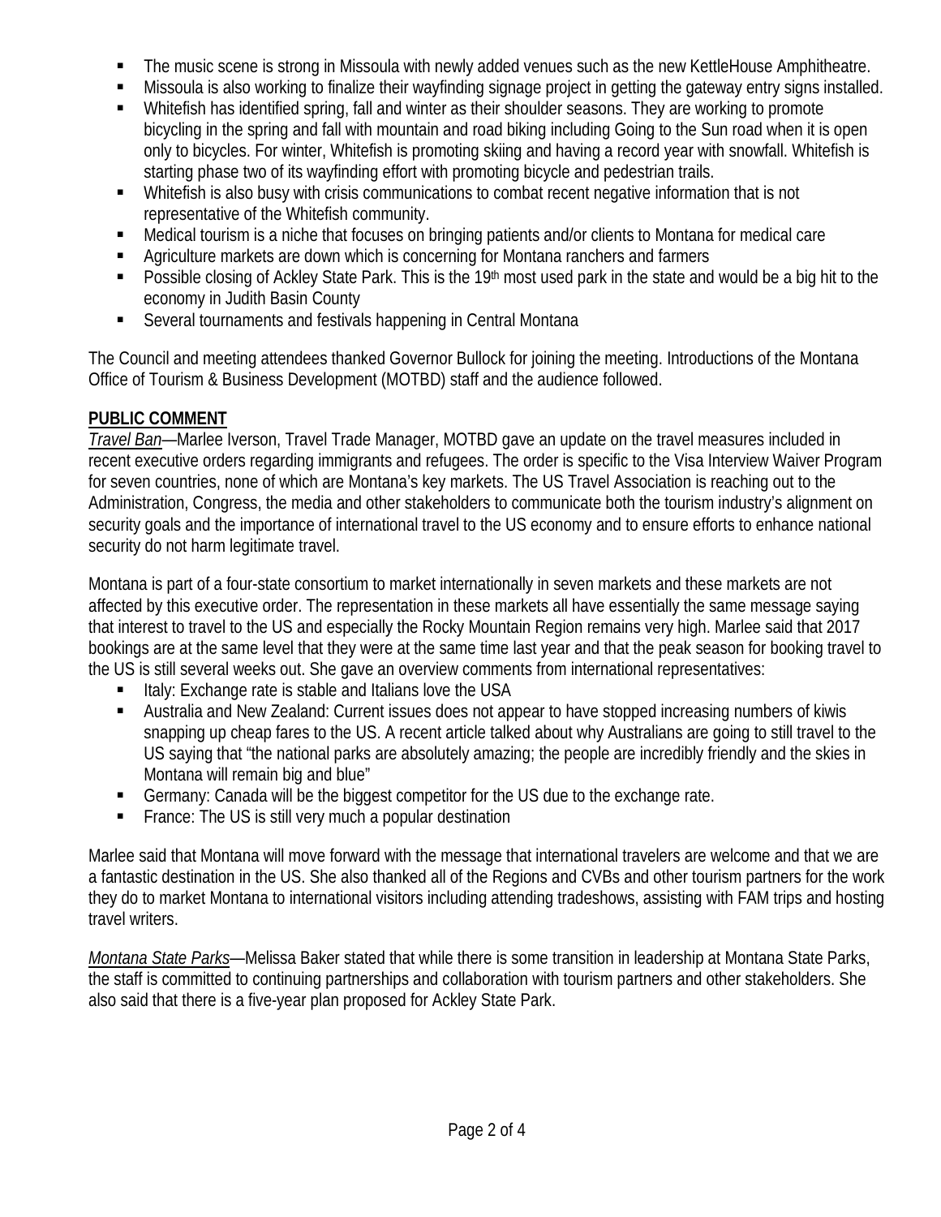- The music scene is strong in Missoula with newly added venues such as the new KettleHouse Amphitheatre.
- Missoula is also working to finalize their wayfinding signage project in getting the gateway entry signs installed.
- Whitefish has identified spring, fall and winter as their shoulder seasons. They are working to promote bicycling in the spring and fall with mountain and road biking including Going to the Sun road when it is open only to bicycles. For winter, Whitefish is promoting skiing and having a record year with snowfall. Whitefish is starting phase two of its wayfinding effort with promoting bicycle and pedestrian trails.
- Whitefish is also busy with crisis communications to combat recent negative information that is not representative of the Whitefish community.
- Medical tourism is a niche that focuses on bringing patients and/or clients to Montana for medical care
- Agriculture markets are down which is concerning for Montana ranchers and farmers
- Possible closing of Ackley State Park. This is the 19th most used park in the state and would be a big hit to the economy in Judith Basin County
- Several tournaments and festivals happening in Central Montana

The Council and meeting attendees thanked Governor Bullock for joining the meeting. Introductions of the Montana Office of Tourism & Business Development (MOTBD) staff and the audience followed.

**PUBLIC COMMENT**

*Travel Ban*—Marlee Iverson, Travel Trade Manager, MOTBD gave an update on the travel measures included in recent executive orders regarding immigrants and refugees. The order is specific to the Visa Interview Waiver Program for seven countries, none of which are Montana's key markets. The US Travel Association is reaching out to the Administration, Congress, the media and other stakeholders to communicate both the tourism industry's alignment on security goals and the importance of international travel to the US economy and to ensure efforts to enhance national security do not harm legitimate travel.

Montana is part of a four-state consortium to market internationally in seven markets and these markets are not affected by this executive order. The representation in these markets all have essentially the same message saying that interest to travel to the US and especially the Rocky Mountain Region remains very high. Marlee said that 2017 bookings are at the same level that they were at the same time last year and that the peak season for booking travel to the US is still several weeks out. She gave an overview comments from international representatives:

- Italy: Exchange rate is stable and Italians love the USA
- Australia and New Zealand: Current issues does not appear to have stopped increasing numbers of kiwis snapping up cheap fares to the US. A recent article talked about why Australians are going to still travel to the US saying that "the national parks are absolutely amazing; the people are incredibly friendly and the skies in Montana will remain big and blue"
- Germany: Canada will be the biggest competitor for the US due to the exchange rate.
- France: The US is still very much a popular destination

Marlee said that Montana will move forward with the message that international travelers are welcome and that we are a fantastic destination in the US. She also thanked all of the Regions and CVBs and other tourism partners for the work they do to market Montana to international visitors including attending tradeshows, assisting with FAM trips and hosting travel writers.

*Montana State Parks*—Melissa Baker stated that while there is some transition in leadership at Montana State Parks, the staff is committed to continuing partnerships and collaboration with tourism partners and other stakeholders. She also said that there is a five-year plan proposed for Ackley State Park.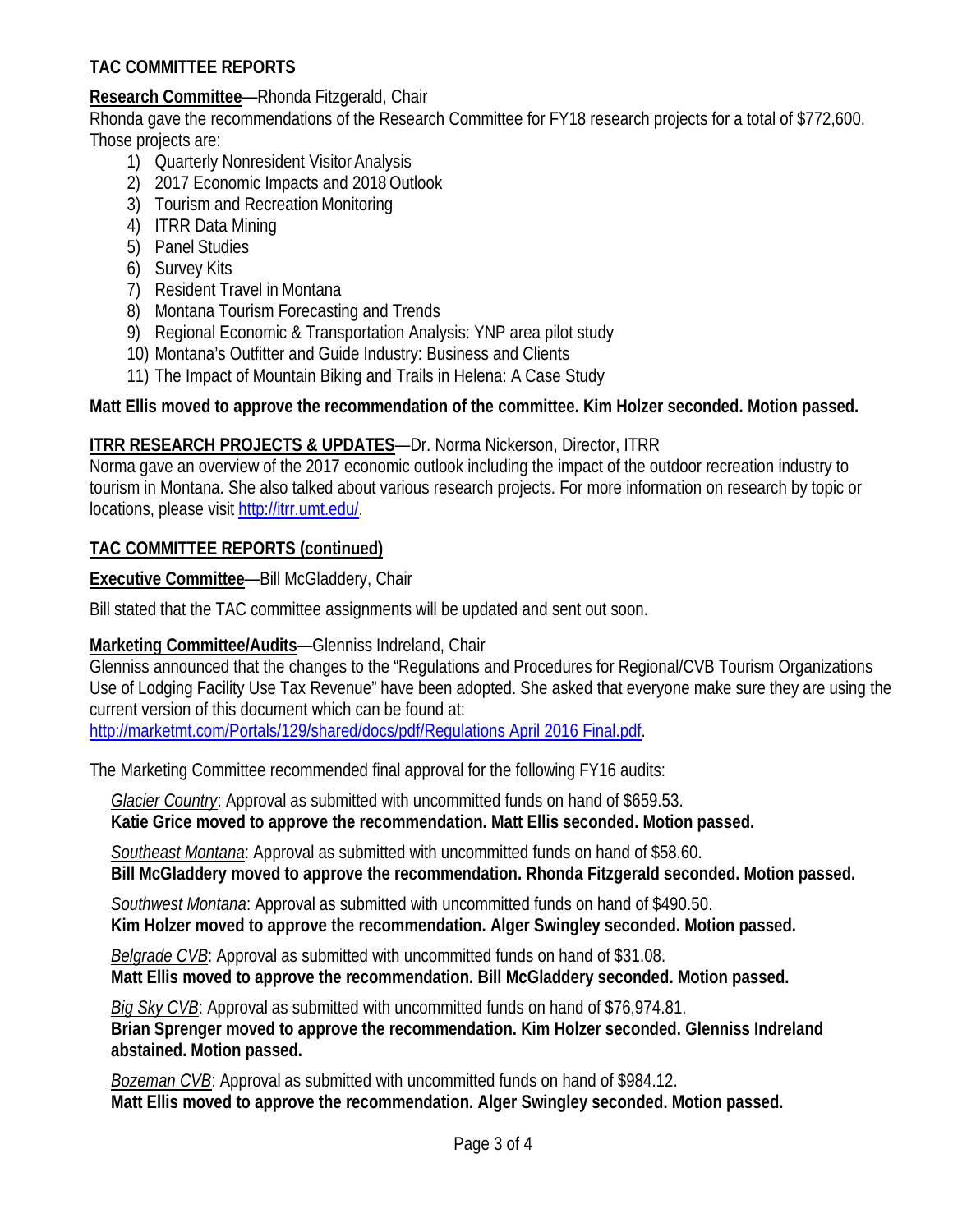**TAC COMMITTEE REPORTS**

**Research Committee**—Rhonda Fitzgerald, Chair

Rhonda gave the recommendations of the Research Committee for FY18 research projects for a total of $772,600. Those projects are:

1) Quarterly Nonresident Visitor Analysis
2) 2017 Economic Impacts and 2018 Outlook
3) Tourism and Recreation Monitoring
4) ITRR Data Mining
5) Panel Studies
6) Survey Kits
7) Resident Travel in Montana
8) Montana Tourism Forecasting and Trends
9) Regional Economic & Transportation Analysis: YNP area pilot study
10) Montana's Outfitter and Guide Industry: Business and Clients
11) The Impact of Mountain Biking and Trails in Helena: A Case Study

**Matt Ellis moved to approve the recommendation of the committee. Kim Holzer seconded. Motion passed.**

**ITRR RESEARCH PROJECTS & UPDATES**—Dr. Norma Nickerson, Director, ITRR

Norma gave an overview of the 2017 economic outlook including the impact of the outdoor recreation industry to tourism in Montana. She also talked about various research projects. For more information on research by topic or locations, please visit http://itrr.umt.edu/.

**TAC COMMITTEE REPORTS (continued)**

**Executive Committee**—Bill McGladdery, Chair

Bill stated that the TAC committee assignments will be updated and sent out soon.

**Marketing Committee/Audits**—Glenniss Indreland, Chair

Glenniss announced that the changes to the "Regulations and Procedures for Regional/CVB Tourism Organizations Use of Lodging Facility Use Tax Revenue" have been adopted. She asked that everyone make sure they are using the current version of this document which can be found at: http://marketmt.com/Portals/129/shared/docs/pdf/Regulations April 2016 Final.pdf.

The Marketing Committee recommended final approval for the following FY16 audits:

*Glacier Country*: Approval as submitted with uncommitted funds on hand of $659.53.
**Katie Grice moved to approve the recommendation. Matt Ellis seconded. Motion passed.**

*Southeast Montana*: Approval as submitted with uncommitted funds on hand of $58.60.
**Bill McGladdery moved to approve the recommendation. Rhonda Fitzgerald seconded. Motion passed.**

*Southwest Montana*: Approval as submitted with uncommitted funds on hand of $490.50.
**Kim Holzer moved to approve the recommendation. Alger Swingley seconded. Motion passed.**

*Belgrade CVB*: Approval as submitted with uncommitted funds on hand of $31.08.
**Matt Ellis moved to approve the recommendation. Bill McGladdery seconded. Motion passed.**

*Big Sky CVB*: Approval as submitted with uncommitted funds on hand of $76,974.81.
**Brian Sprenger moved to approve the recommendation. Kim Holzer seconded. Glenniss Indreland abstained. Motion passed.**

*Bozeman CVB*: Approval as submitted with uncommitted funds on hand of $984.12.
**Matt Ellis moved to approve the recommendation. Alger Swingley seconded. Motion passed.**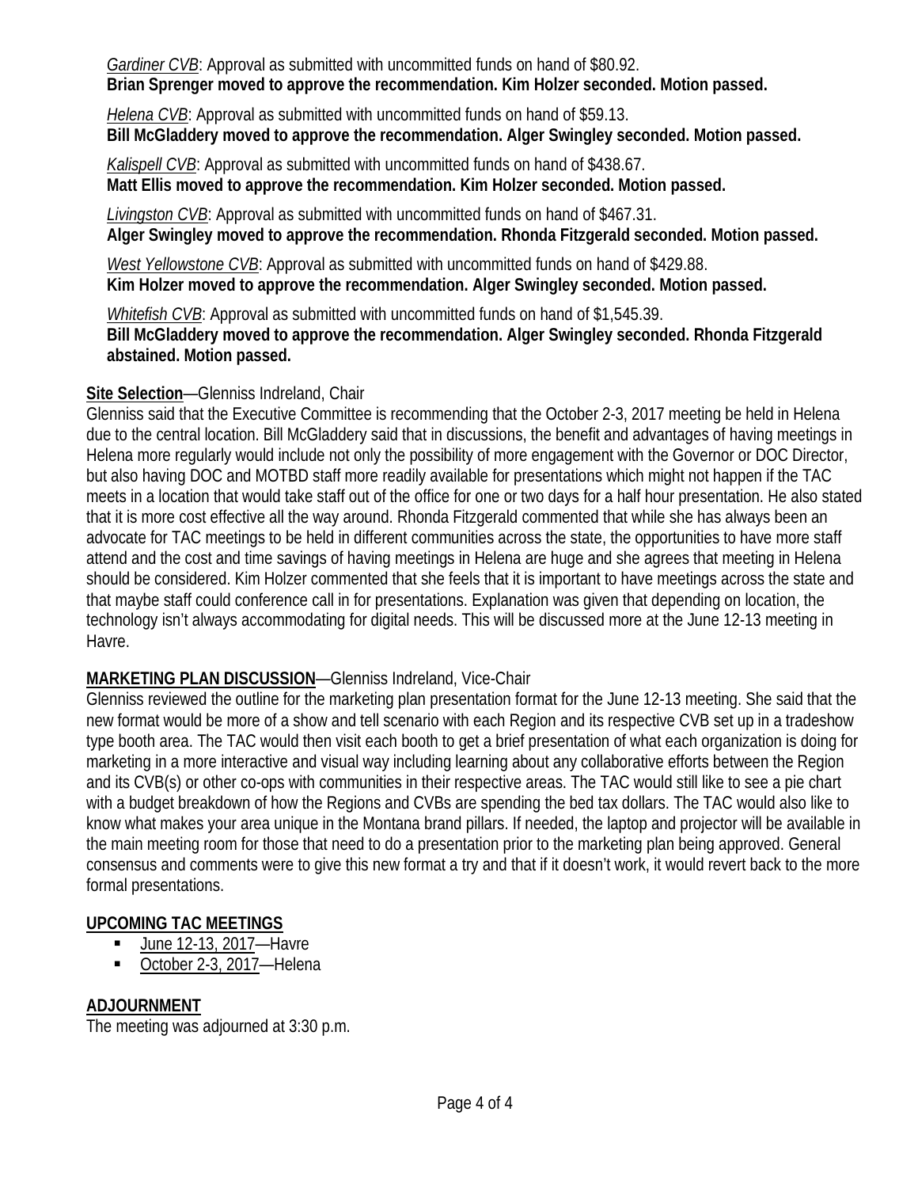*Gardiner CVB*: Approval as submitted with uncommitted funds on hand of $80.92.
**Brian Sprenger moved to approve the recommendation. Kim Holzer seconded. Motion passed.**

*Helena CVB*: Approval as submitted with uncommitted funds on hand of $59.13.
**Bill McGladdery moved to approve the recommendation. Alger Swingley seconded. Motion passed.**

*Kalispell CVB*: Approval as submitted with uncommitted funds on hand of $438.67.
**Matt Ellis moved to approve the recommendation. Kim Holzer seconded. Motion passed.**

*Livingston CVB*: Approval as submitted with uncommitted funds on hand of $467.31.
**Alger Swingley moved to approve the recommendation. Rhonda Fitzgerald seconded. Motion passed.**

*West Yellowstone CVB*: Approval as submitted with uncommitted funds on hand of $429.88.
**Kim Holzer moved to approve the recommendation. Alger Swingley seconded. Motion passed.**

*Whitefish CVB*: Approval as submitted with uncommitted funds on hand of $1,545.39.
**Bill McGladdery moved to approve the recommendation. Alger Swingley seconded. Rhonda Fitzgerald abstained. Motion passed.**

**Site Selection**—Glenniss Indreland, Chair
Glenniss said that the Executive Committee is recommending that the October 2-3, 2017 meeting be held in Helena due to the central location. Bill McGladdery said that in discussions, the benefit and advantages of having meetings in Helena more regularly would include not only the possibility of more engagement with the Governor or DOC Director, but also having DOC and MOTBD staff more readily available for presentations which might not happen if the TAC meets in a location that would take staff out of the office for one or two days for a half hour presentation. He also stated that it is more cost effective all the way around. Rhonda Fitzgerald commented that while she has always been an advocate for TAC meetings to be held in different communities across the state, the opportunities to have more staff attend and the cost and time savings of having meetings in Helena are huge and she agrees that meeting in Helena should be considered. Kim Holzer commented that she feels that it is important to have meetings across the state and that maybe staff could conference call in for presentations. Explanation was given that depending on location, the technology isn't always accommodating for digital needs. This will be discussed more at the June 12-13 meeting in Havre.

**MARKETING PLAN DISCUSSION**—Glenniss Indreland, Vice-Chair
Glenniss reviewed the outline for the marketing plan presentation format for the June 12-13 meeting. She said that the new format would be more of a show and tell scenario with each Region and its respective CVB set up in a tradeshow type booth area. The TAC would then visit each booth to get a brief presentation of what each organization is doing for marketing in a more interactive and visual way including learning about any collaborative efforts between the Region and its CVB(s) or other co-ops with communities in their respective areas. The TAC would still like to see a pie chart with a budget breakdown of how the Regions and CVBs are spending the bed tax dollars. The TAC would also like to know what makes your area unique in the Montana brand pillars. If needed, the laptop and projector will be available in the main meeting room for those that need to do a presentation prior to the marketing plan being approved. General consensus and comments were to give this new format a try and that if it doesn't work, it would revert back to the more formal presentations.

**UPCOMING TAC MEETINGS**
- June 12-13, 2017—Havre
- October 2-3, 2017—Helena

**ADJOURNMENT**
The meeting was adjourned at 3:30 p.m.